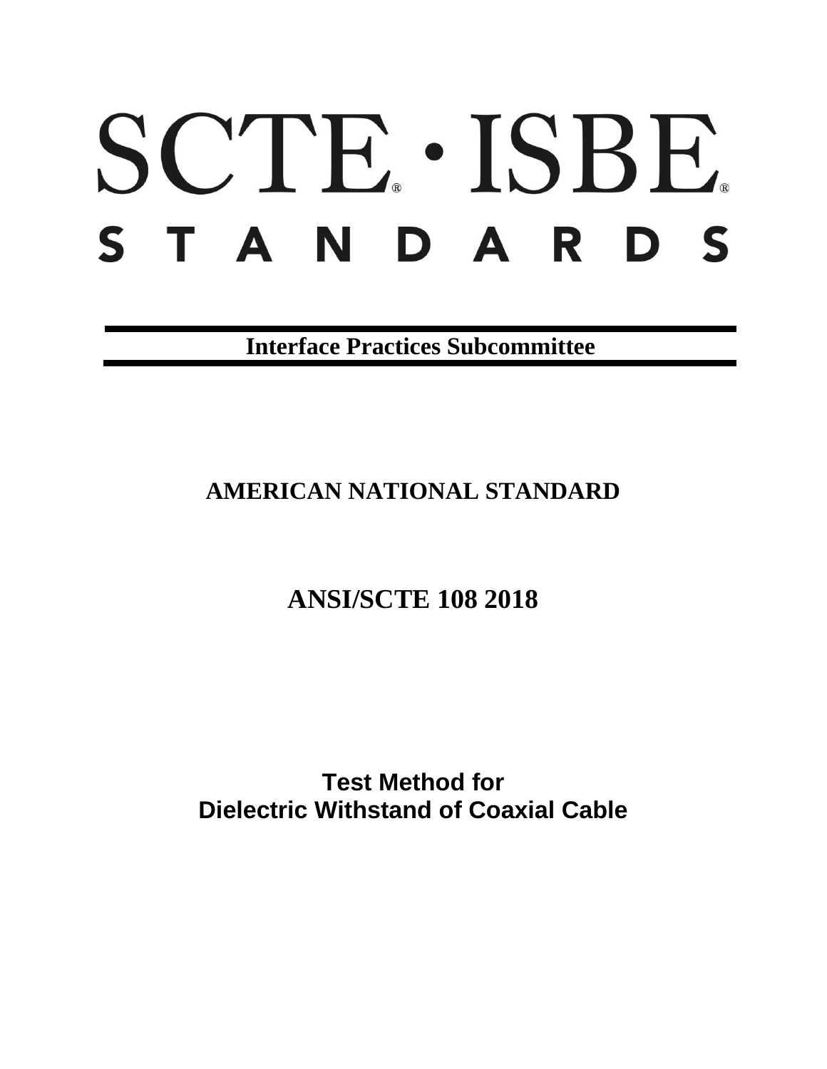# SCTE · ISBE STANDARDS

**Interface Practices Subcommittee**

## AMERICAN NATIONAL STANDARD

## ANSI/SCTE 108 2018

# Test Method for Dielectric Withstand of Coaxial Cable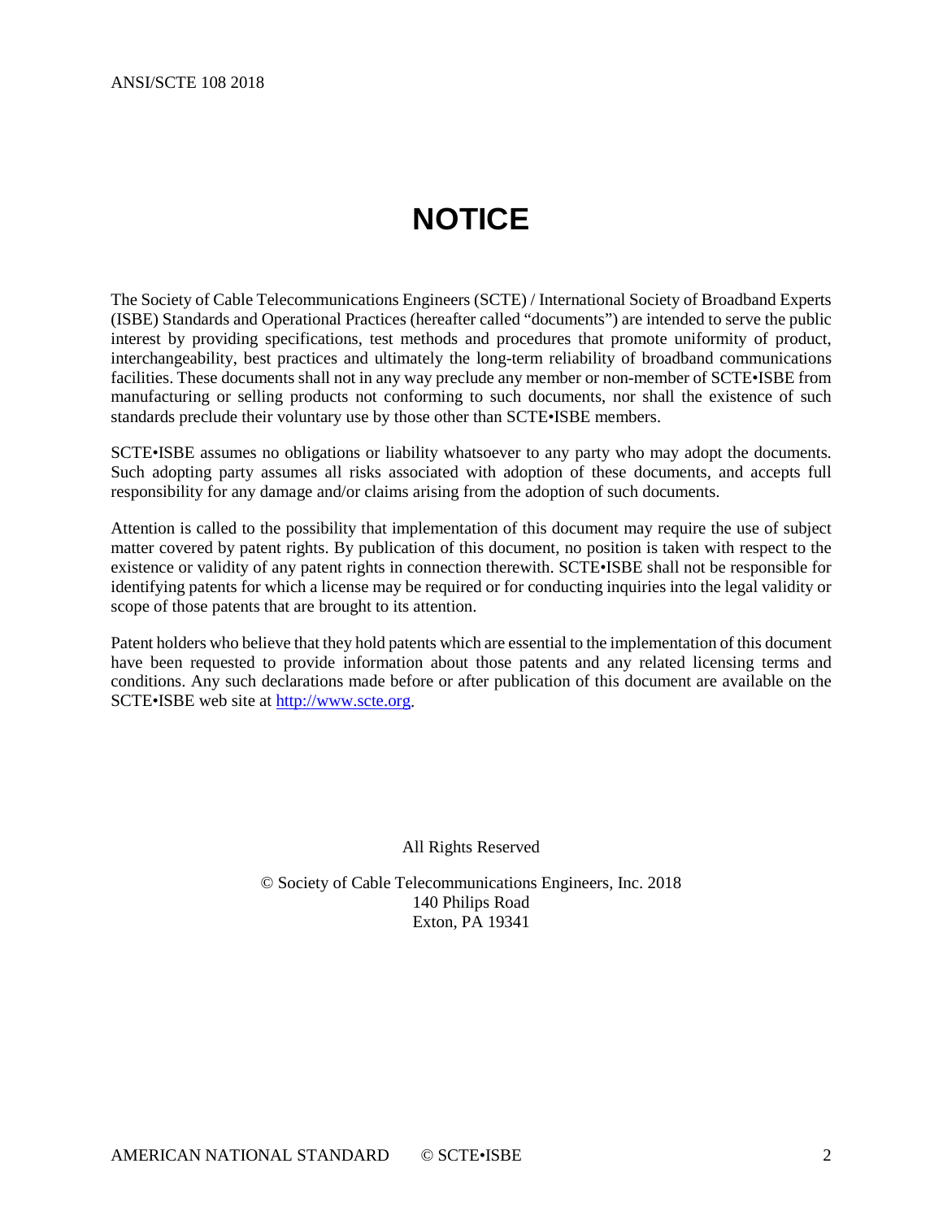# NOTICE

The Society of Cable Telecommunications Engineers (SCTE) / International Society of Broadband Experts (ISBE) Standards and Operational Practices (hereafter called "documents") are intended to serve the public interest by providing specifications, test methods and procedures that promote uniformity of product, interchangeability, best practices and ultimately the long-term reliability of broadband communications facilities. These documents shall not in any way preclude any member or non-member of SCTE•ISBE from manufacturing or selling products not conforming to such documents, nor shall the existence of such standards preclude their voluntary use by those other than SCTE•ISBE members.

SCTE•ISBE assumes no obligations or liability whatsoever to any party who may adopt the documents. Such adopting party assumes all risks associated with adoption of these documents, and accepts full responsibility for any damage and/or claims arising from the adoption of such documents.

Attention is called to the possibility that implementation of this document may require the use of subject matter covered by patent rights. By publication of this document, no position is taken with respect to the existence or validity of any patent rights in connection therewith. SCTE•ISBE shall not be responsible for identifying patents for which a license may be required or for conducting inquiries into the legal validity or scope of those patents that are brought to its attention.

Patent holders who believe that they hold patents which are essential to the implementation of this document have been requested to provide information about those patents and any related licensing terms and conditions. Any such declarations made before or after publication of this document are available on the SCTE•ISBE web site at http://www.scte.org.

All Rights Reserved

© Society of Cable Telecommunications Engineers, Inc. 2018
140 Philips Road
Exton, PA 19341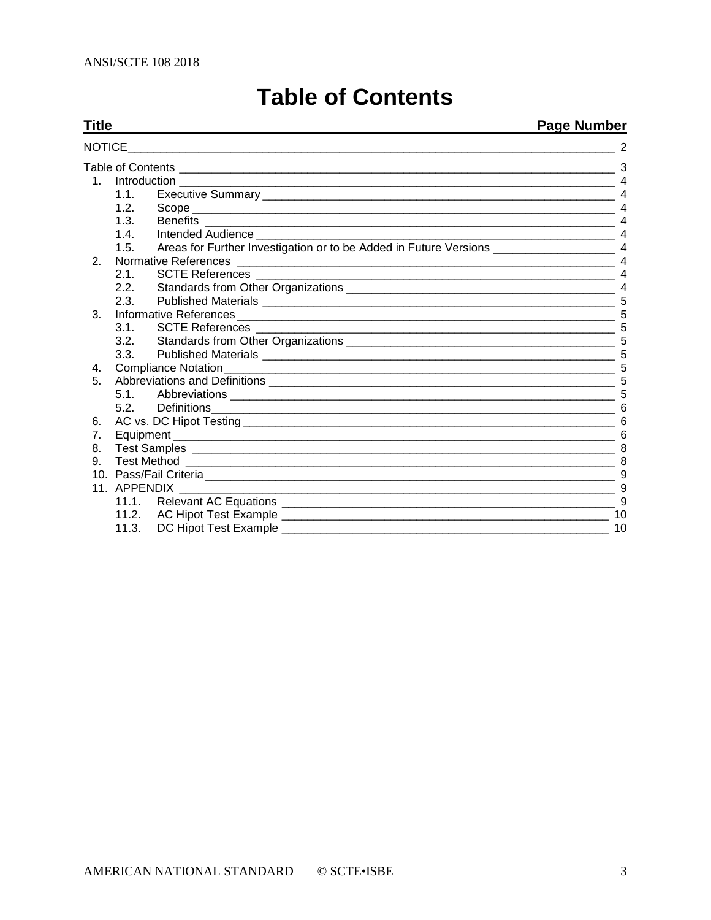# Table of Contents

| Title | | Page Number |
|---|---|---|
| NOTICE | | 2 |
| Table of Contents | | 3 |
| 1. | Introduction | 4 |
| | 1.1. Executive Summary | 4 |
| | 1.2. Scope | 4 |
| | 1.3. Benefits | 4 |
| | 1.4. Intended Audience | 4 |
| | 1.5. Areas for Further Investigation or to be Added in Future Versions | 4 |
| 2. | Normative References | 4 |
| | 2.1. SCTE References | 4 |
| | 2.2. Standards from Other Organizations | 4 |
| | 2.3. Published Materials | 5 |
| 3. | Informative References | 5 |
| | 3.1. SCTE References | 5 |
| | 3.2. Standards from Other Organizations | 5 |
| | 3.3. Published Materials | 5 |
| 4. | Compliance Notation | 5 |
| 5. | Abbreviations and Definitions | 5 |
| | 5.1. Abbreviations | 5 |
| | 5.2. Definitions | 6 |
| 6. | AC vs. DC Hipot Testing | 6 |
| 7. | Equipment | 6 |
| 8. | Test Samples | 8 |
| 9. | Test Method | 8 |
| 10. | Pass/Fail Criteria | 9 |
| 11. | APPENDIX | 9 |
| | 11.1. Relevant AC Equations | 9 |
| | 11.2. AC Hipot Test Example | 10 |
| | 11.3. DC Hipot Test Example | 10 |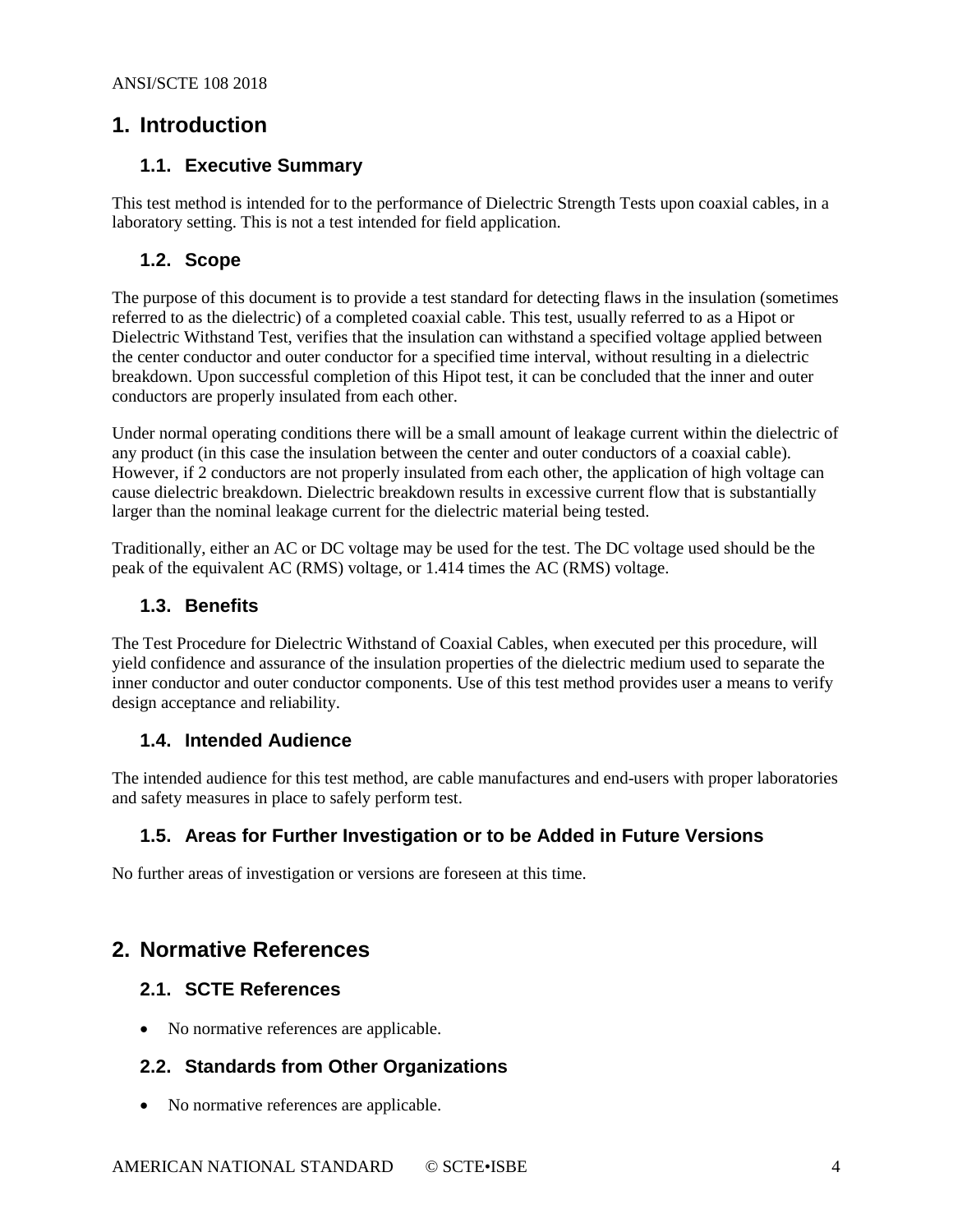# 1. Introduction

## 1.1. Executive Summary

This test method is intended for to the performance of Dielectric Strength Tests upon coaxial cables, in a laboratory setting. This is not a test intended for field application.

## 1.2. Scope

The purpose of this document is to provide a test standard for detecting flaws in the insulation (sometimes referred to as the dielectric) of a completed coaxial cable. This test, usually referred to as a Hipot or Dielectric Withstand Test, verifies that the insulation can withstand a specified voltage applied between the center conductor and outer conductor for a specified time interval, without resulting in a dielectric breakdown. Upon successful completion of this Hipot test, it can be concluded that the inner and outer conductors are properly insulated from each other.

Under normal operating conditions there will be a small amount of leakage current within the dielectric of any product (in this case the insulation between the center and outer conductors of a coaxial cable). However, if 2 conductors are not properly insulated from each other, the application of high voltage can cause dielectric breakdown. Dielectric breakdown results in excessive current flow that is substantially larger than the nominal leakage current for the dielectric material being tested.

Traditionally, either an AC or DC voltage may be used for the test. The DC voltage used should be the peak of the equivalent AC (RMS) voltage, or 1.414 times the AC (RMS) voltage.

## 1.3. Benefits

The Test Procedure for Dielectric Withstand of Coaxial Cables, when executed per this procedure, will yield confidence and assurance of the insulation properties of the dielectric medium used to separate the inner conductor and outer conductor components. Use of this test method provides user a means to verify design acceptance and reliability.

## 1.4. Intended Audience

The intended audience for this test method, are cable manufactures and end-users with proper laboratories and safety measures in place to safely perform test.

## 1.5. Areas for Further Investigation or to be Added in Future Versions

No further areas of investigation or versions are foreseen at this time.

# 2. Normative References

## 2.1. SCTE References

- No normative references are applicable.

## 2.2. Standards from Other Organizations

- No normative references are applicable.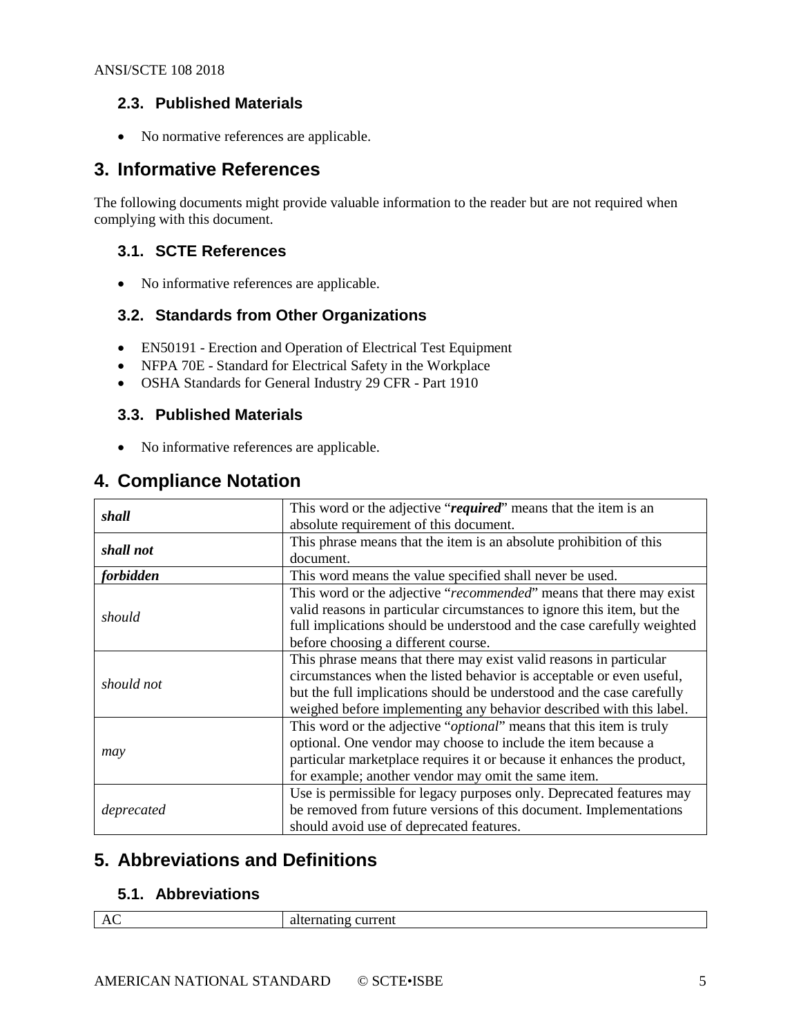### 2.3. Published Materials

- No normative references are applicable.

## 3. Informative References

The following documents might provide valuable information to the reader but are not required when complying with this document.

### 3.1. SCTE References

- No informative references are applicable.

### 3.2. Standards from Other Organizations

- EN50191 - Erection and Operation of Electrical Test Equipment
- NFPA 70E - Standard for Electrical Safety in the Workplace
- OSHA Standards for General Industry 29 CFR - Part 1910

### 3.3. Published Materials

- No informative references are applicable.

## 4. Compliance Notation

| | |
|---|---|
| ***shall*** | This word or the adjective "***required***" means that the item is an absolute requirement of this document. |
| ***shall not*** | This phrase means that the item is an absolute prohibition of this document. |
| ***forbidden*** | This word means the value specified shall never be used. |
| *should* | This word or the adjective "*recommended*" means that there may exist valid reasons in particular circumstances to ignore this item, but the full implications should be understood and the case carefully weighted before choosing a different course. |
| *should not* | This phrase means that there may exist valid reasons in particular circumstances when the listed behavior is acceptable or even useful, but the full implications should be understood and the case carefully weighed before implementing any behavior described with this label. |
| *may* | This word or the adjective "*optional*" means that this item is truly optional. One vendor may choose to include the item because a particular marketplace requires it or because it enhances the product, for example; another vendor may omit the same item. |
| *deprecated* | Use is permissible for legacy purposes only. Deprecated features may be removed from future versions of this document. Implementations should avoid use of deprecated features. |

## 5. Abbreviations and Definitions

### 5.1. Abbreviations

| | |
|---|---|
| AC | alternating current |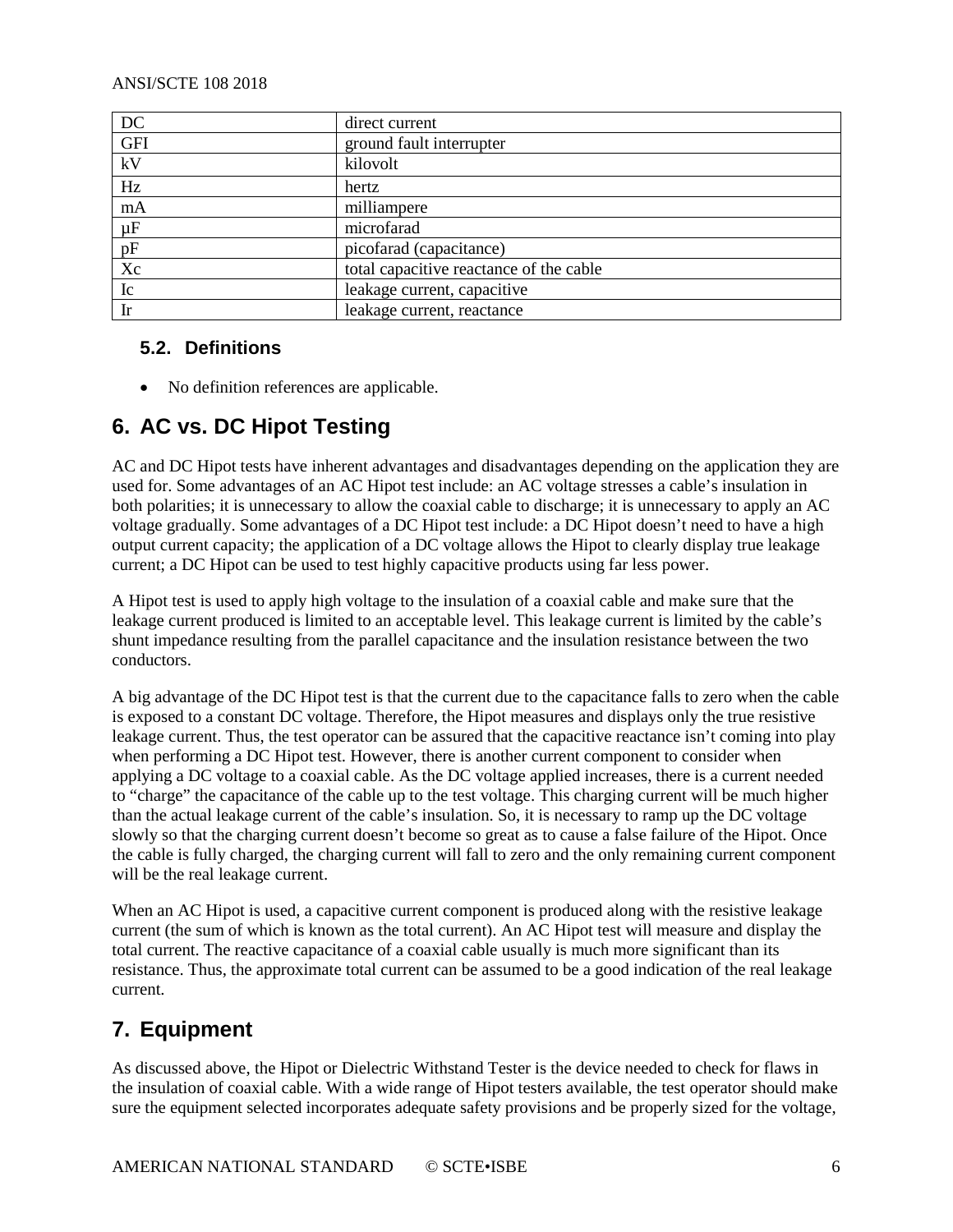| DC | direct current |
|---|---|
| GFI | ground fault interrupter |
| kV | kilovolt |
| Hz | hertz |
| mA | milliampere |
| μF | microfarad |
| pF | picofarad (capacitance) |
| Xc | total capacitive reactance of the cable |
| Ic | leakage current, capacitive |
| Ir | leakage current, reactance |

### 5.2. Definitions

- No definition references are applicable.

## 6. AC vs. DC Hipot Testing

AC and DC Hipot tests have inherent advantages and disadvantages depending on the application they are used for. Some advantages of an AC Hipot test include: an AC voltage stresses a cable's insulation in both polarities; it is unnecessary to allow the coaxial cable to discharge; it is unnecessary to apply an AC voltage gradually. Some advantages of a DC Hipot test include: a DC Hipot doesn't need to have a high output current capacity; the application of a DC voltage allows the Hipot to clearly display true leakage current; a DC Hipot can be used to test highly capacitive products using far less power.

A Hipot test is used to apply high voltage to the insulation of a coaxial cable and make sure that the leakage current produced is limited to an acceptable level. This leakage current is limited by the cable's shunt impedance resulting from the parallel capacitance and the insulation resistance between the two conductors.

A big advantage of the DC Hipot test is that the current due to the capacitance falls to zero when the cable is exposed to a constant DC voltage. Therefore, the Hipot measures and displays only the true resistive leakage current. Thus, the test operator can be assured that the capacitive reactance isn't coming into play when performing a DC Hipot test. However, there is another current component to consider when applying a DC voltage to a coaxial cable. As the DC voltage applied increases, there is a current needed to "charge" the capacitance of the cable up to the test voltage. This charging current will be much higher than the actual leakage current of the cable's insulation. So, it is necessary to ramp up the DC voltage slowly so that the charging current doesn't become so great as to cause a false failure of the Hipot. Once the cable is fully charged, the charging current will fall to zero and the only remaining current component will be the real leakage current.

When an AC Hipot is used, a capacitive current component is produced along with the resistive leakage current (the sum of which is known as the total current). An AC Hipot test will measure and display the total current. The reactive capacitance of a coaxial cable usually is much more significant than its resistance. Thus, the approximate total current can be assumed to be a good indication of the real leakage current.

## 7. Equipment

As discussed above, the Hipot or Dielectric Withstand Tester is the device needed to check for flaws in the insulation of coaxial cable. With a wide range of Hipot testers available, the test operator should make sure the equipment selected incorporates adequate safety provisions and be properly sized for the voltage,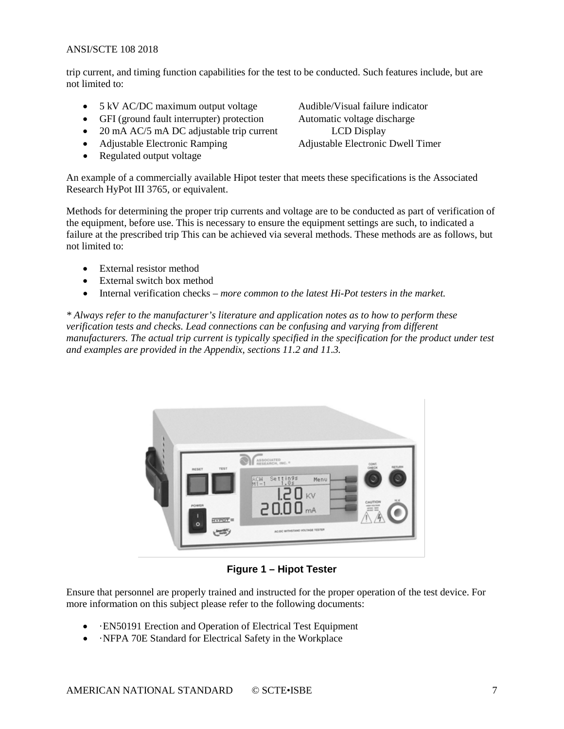trip current, and timing function capabilities for the test to be conducted. Such features include, but are not limited to:

- 5 kV AC/DC maximum output voltage
- GFI (ground fault interrupter) protection
- 20 mA AC/5 mA DC adjustable trip current
- Adjustable Electronic Ramping
- Regulated output voltage
- Audible/Visual failure indicator
- Automatic voltage discharge
- LCD Display
- Adjustable Electronic Dwell Timer

An example of a commercially available Hipot tester that meets these specifications is the Associated Research HyPot III 3765, or equivalent.

Methods for determining the proper trip currents and voltage are to be conducted as part of verification of the equipment, before use. This is necessary to ensure the equipment settings are such, to indicated a failure at the prescribed trip This can be achieved via several methods. These methods are as follows, but not limited to:

- External resistor method
- External switch box method
- Internal verification checks – *more common to the latest Hi-Pot testers in the market.*

*\* Always refer to the manufacturer's literature and application notes as to how to perform these verification tests and checks. Lead connections can be confusing and varying from different manufacturers. The actual trip current is typically specified in the specification for the product under test and examples are provided in the Appendix, sections 11.2 and 11.3.*

**Figure 1 – Hipot Tester**

Ensure that personnel are properly trained and instructed for the proper operation of the test device. For more information on this subject please refer to the following documents:

- ·EN50191 Erection and Operation of Electrical Test Equipment
- ·NFPA 70E Standard for Electrical Safety in the Workplace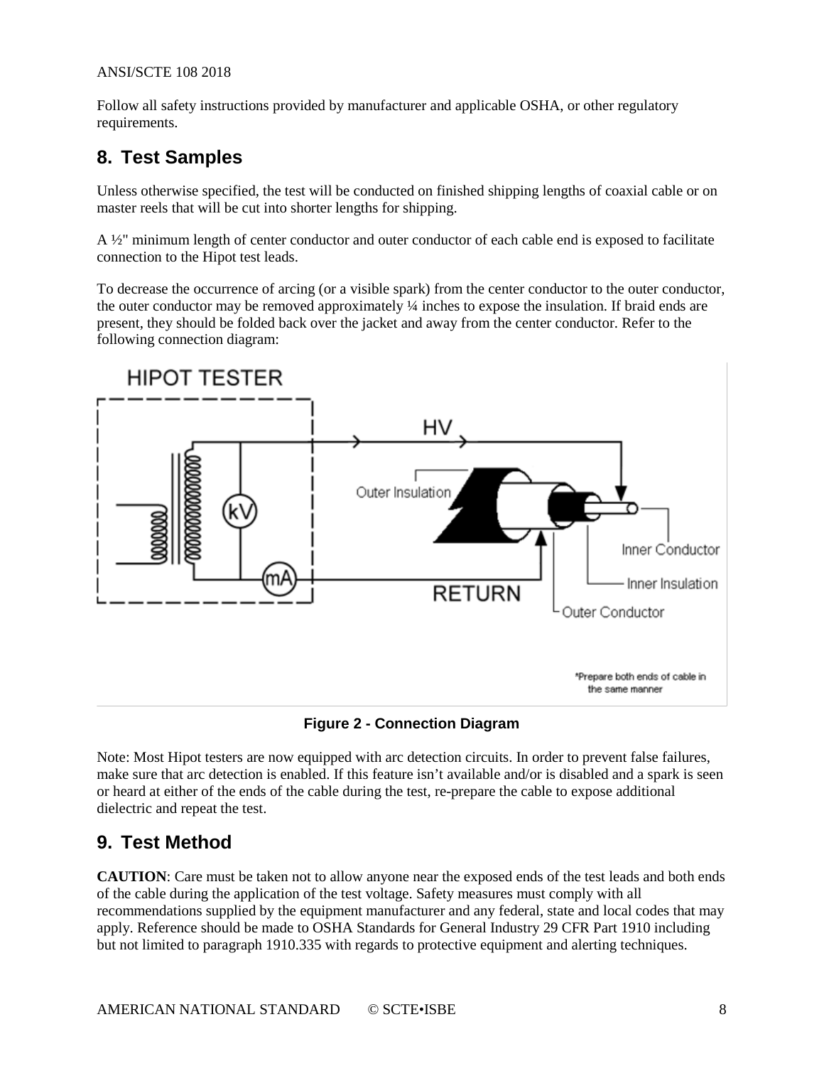Follow all safety instructions provided by manufacturer and applicable OSHA, or other regulatory requirements.

## 8. Test Samples

Unless otherwise specified, the test will be conducted on finished shipping lengths of coaxial cable or on master reels that will be cut into shorter lengths for shipping.

A ½" minimum length of center conductor and outer conductor of each cable end is exposed to facilitate connection to the Hipot test leads.

To decrease the occurrence of arcing (or a visible spark) from the center conductor to the outer conductor, the outer conductor may be removed approximately ¼ inches to expose the insulation. If braid ends are present, they should be folded back over the jacket and away from the center conductor. Refer to the following connection diagram:

**Figure 2 - Connection Diagram**

Note: Most Hipot testers are now equipped with arc detection circuits. In order to prevent false failures, make sure that arc detection is enabled. If this feature isn't available and/or is disabled and a spark is seen or heard at either of the ends of the cable during the test, re-prepare the cable to expose additional dielectric and repeat the test.

## 9. Test Method

**CAUTION**: Care must be taken not to allow anyone near the exposed ends of the test leads and both ends of the cable during the application of the test voltage. Safety measures must comply with all recommendations supplied by the equipment manufacturer and any federal, state and local codes that may apply. Reference should be made to OSHA Standards for General Industry 29 CFR Part 1910 including but not limited to paragraph 1910.335 with regards to protective equipment and alerting techniques.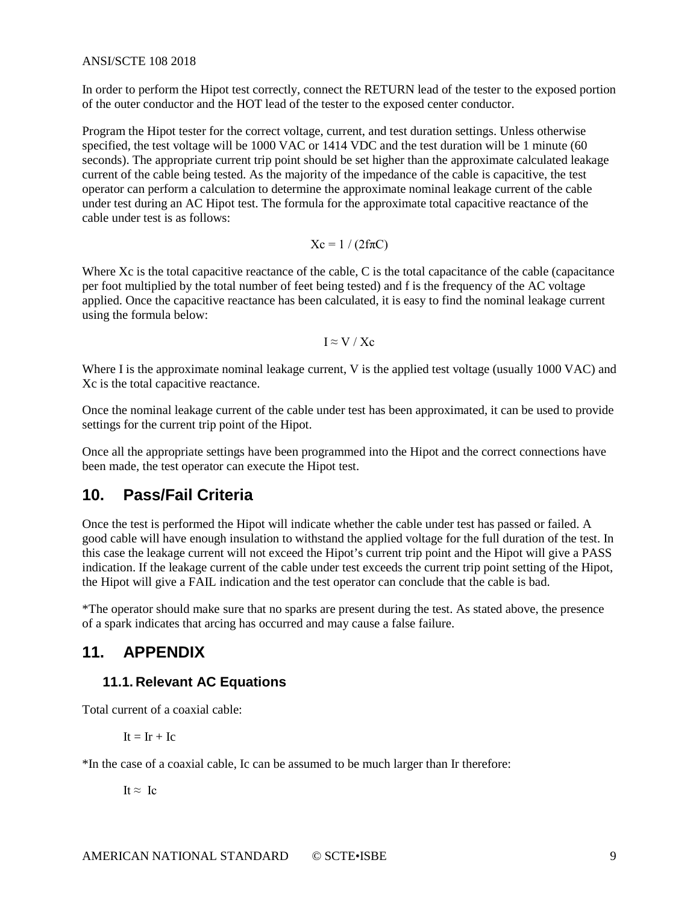In order to perform the Hipot test correctly, connect the RETURN lead of the tester to the exposed portion of the outer conductor and the HOT lead of the tester to the exposed center conductor.

Program the Hipot tester for the correct voltage, current, and test duration settings. Unless otherwise specified, the test voltage will be 1000 VAC or 1414 VDC and the test duration will be 1 minute (60 seconds). The appropriate current trip point should be set higher than the approximate calculated leakage current of the cable being tested. As the majority of the impedance of the cable is capacitive, the test operator can perform a calculation to determine the approximate nominal leakage current of the cable under test during an AC Hipot test. The formula for the approximate total capacitive reactance of the cable under test is as follows:

$$X_c = 1 / (2 f \pi C)$$

Where Xc is the total capacitive reactance of the cable, C is the total capacitance of the cable (capacitance per foot multiplied by the total number of feet being tested) and f is the frequency of the AC voltage applied. Once the capacitive reactance has been calculated, it is easy to find the nominal leakage current using the formula below:

$$I \approx V / X_c$$

Where I is the approximate nominal leakage current, V is the applied test voltage (usually 1000 VAC) and Xc is the total capacitive reactance.

Once the nominal leakage current of the cable under test has been approximated, it can be used to provide settings for the current trip point of the Hipot.

Once all the appropriate settings have been programmed into the Hipot and the correct connections have been made, the test operator can execute the Hipot test.

# 10. Pass/Fail Criteria

Once the test is performed the Hipot will indicate whether the cable under test has passed or failed. A good cable will have enough insulation to withstand the applied voltage for the full duration of the test. In this case the leakage current will not exceed the Hipot's current trip point and the Hipot will give a PASS indication. If the leakage current of the cable under test exceeds the current trip point setting of the Hipot, the Hipot will give a FAIL indication and the test operator can conclude that the cable is bad.

*The operator should make sure that no sparks are present during the test. As stated above, the presence of a spark indicates that arcing has occurred and may cause a false failure.

# 11. APPENDIX

## 11.1. Relevant AC Equations

Total current of a coaxial cable:

$$I_t = I_r + I_c$$

*In the case of a coaxial cable, Ic can be assumed to be much larger than Ir therefore:

$$I_t \approx I_c$$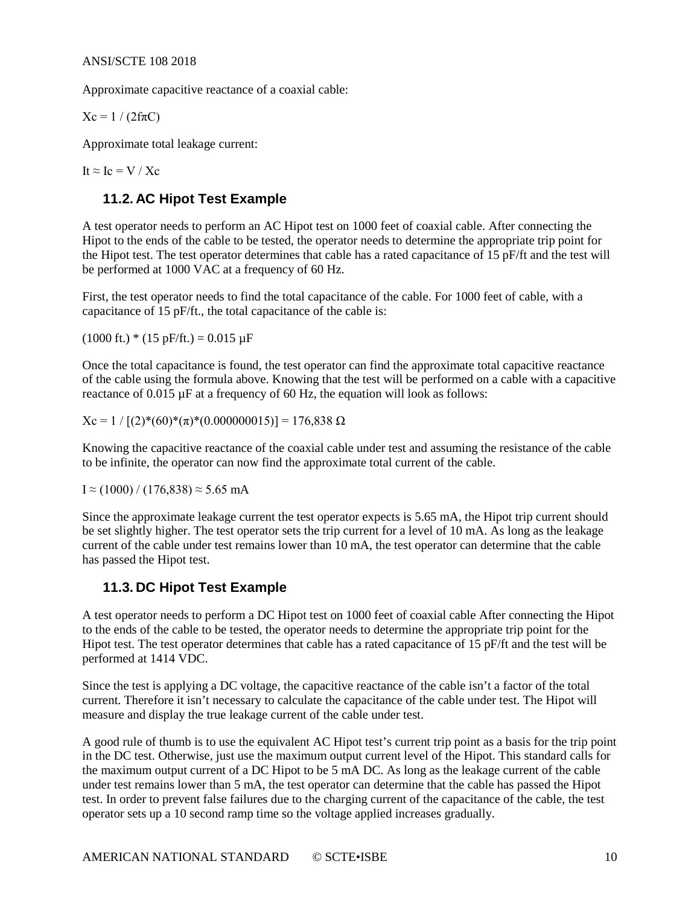Approximate capacitive reactance of a coaxial cable:

$Xc = 1 / (2f\pi C)$

Approximate total leakage current:

$It \approx Ic = V / Xc$

## 11.2. AC Hipot Test Example

A test operator needs to perform an AC Hipot test on 1000 feet of coaxial cable. After connecting the Hipot to the ends of the cable to be tested, the operator needs to determine the appropriate trip point for the Hipot test. The test operator determines that cable has a rated capacitance of 15 pF/ft and the test will be performed at 1000 VAC at a frequency of 60 Hz.

First, the test operator needs to find the total capacitance of the cable. For 1000 feet of cable, with a capacitance of 15 pF/ft., the total capacitance of the cable is:

$(1000 \text{ ft.}) * (15 \text{ pF/ft.}) = 0.015 \text{ µF}$

Once the total capacitance is found, the test operator can find the approximate total capacitive reactance of the cable using the formula above. Knowing that the test will be performed on a cable with a capacitive reactance of 0.015 µF at a frequency of 60 Hz, the equation will look as follows:

$Xc = 1 / [(2)*(60)*(\pi)*(0.000000015)] = 176{,}838\ \Omega$

Knowing the capacitive reactance of the coaxial cable under test and assuming the resistance of the cable to be infinite, the operator can now find the approximate total current of the cable.

$I \approx (1000) / (176{,}838) \approx 5.65 \text{ mA}$

Since the approximate leakage current the test operator expects is 5.65 mA, the Hipot trip current should be set slightly higher. The test operator sets the trip current for a level of 10 mA. As long as the leakage current of the cable under test remains lower than 10 mA, the test operator can determine that the cable has passed the Hipot test.

## 11.3. DC Hipot Test Example

A test operator needs to perform a DC Hipot test on 1000 feet of coaxial cable After connecting the Hipot to the ends of the cable to be tested, the operator needs to determine the appropriate trip point for the Hipot test. The test operator determines that cable has a rated capacitance of 15 pF/ft and the test will be performed at 1414 VDC.

Since the test is applying a DC voltage, the capacitive reactance of the cable isn't a factor of the total current. Therefore it isn't necessary to calculate the capacitance of the cable under test. The Hipot will measure and display the true leakage current of the cable under test.

A good rule of thumb is to use the equivalent AC Hipot test's current trip point as a basis for the trip point in the DC test. Otherwise, just use the maximum output current level of the Hipot. This standard calls for the maximum output current of a DC Hipot to be 5 mA DC. As long as the leakage current of the cable under test remains lower than 5 mA, the test operator can determine that the cable has passed the Hipot test. In order to prevent false failures due to the charging current of the capacitance of the cable, the test operator sets up a 10 second ramp time so the voltage applied increases gradually.